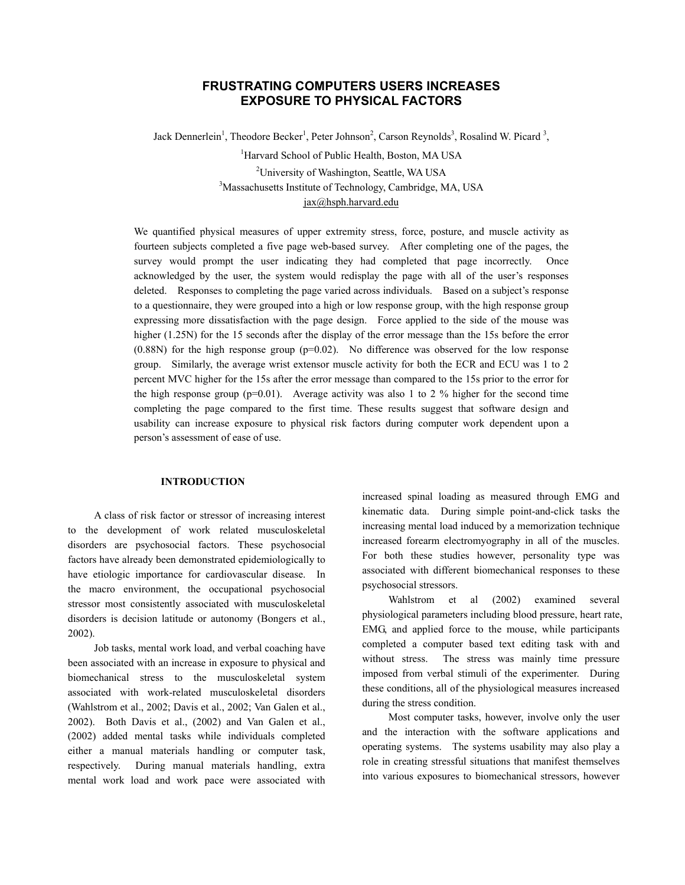# FRUSTRATING COMPUTERS USERS INCREASES EXPOSURE TO PHYSICAL FACTORS

Jack Dennerlein[1], Theodore Becker[1], Peter Johnson[2], Carson Reynolds[3], Rosalind W. Picard [3],

[1]Harvard School of Public Health, Boston, MA USA

[2]University of Washington, Seattle, WA USA

[3]Massachusetts Institute of Technology, Cambridge, MA, USA

jax@hsph.harvard.edu

We quantified physical measures of upper extremity stress, force, posture, and muscle activity as fourteen subjects completed a five page web-based survey. After completing one of the pages, the survey would prompt the user indicating they had completed that page incorrectly. Once acknowledged by the user, the system would redisplay the page with all of the user's responses deleted. Responses to completing the page varied across individuals. Based on a subject's response to a questionnaire, they were grouped into a high or low response group, with the high response group expressing more dissatisfaction with the page design. Force applied to the side of the mouse was higher (1.25N) for the 15 seconds after the display of the error message than the 15s before the error (0.88N) for the high response group ($p=0.02$). No difference was observed for the low response group. Similarly, the average wrist extensor muscle activity for both the ECR and ECU was 1 to 2 percent MVC higher for the 15s after the error message than compared to the 15s prior to the error for the high response group ($p=0.01$). Average activity was also 1 to 2 % higher for the second time completing the page compared to the first time. These results suggest that software design and usability can increase exposure to physical risk factors during computer work dependent upon a person's assessment of ease of use.

## INTRODUCTION

A class of risk factor or stressor of increasing interest to the development of work related musculoskeletal disorders are psychosocial factors. These psychosocial factors have already been demonstrated epidemiologically to have etiologic importance for cardiovascular disease. In the macro environment, the occupational psychosocial stressor most consistently associated with musculoskeletal disorders is decision latitude or autonomy (Bongers et al., 2002).

Job tasks, mental work load, and verbal coaching have been associated with an increase in exposure to physical and biomechanical stress to the musculoskeletal system associated with work-related musculoskeletal disorders (Wahlstrom et al., 2002; Davis et al., 2002; Van Galen et al., 2002). Both Davis et al., (2002) and Van Galen et al., (2002) added mental tasks while individuals completed either a manual materials handling or computer task, respectively. During manual materials handling, extra mental work load and work pace were associated with increased spinal loading as measured through EMG and kinematic data. During simple point-and-click tasks the increasing mental load induced by a memorization technique increased forearm electromyography in all of the muscles. For both these studies however, personality type was associated with different biomechanical responses to these psychosocial stressors.

Wahlstrom et al (2002) examined several physiological parameters including blood pressure, heart rate, EMG, and applied force to the mouse, while participants completed a computer based text editing task with and without stress. The stress was mainly time pressure imposed from verbal stimuli of the experimenter. During these conditions, all of the physiological measures increased during the stress condition.

Most computer tasks, however, involve only the user and the interaction with the software applications and operating systems. The systems usability may also play a role in creating stressful situations that manifest themselves into various exposures to biomechanical stressors, however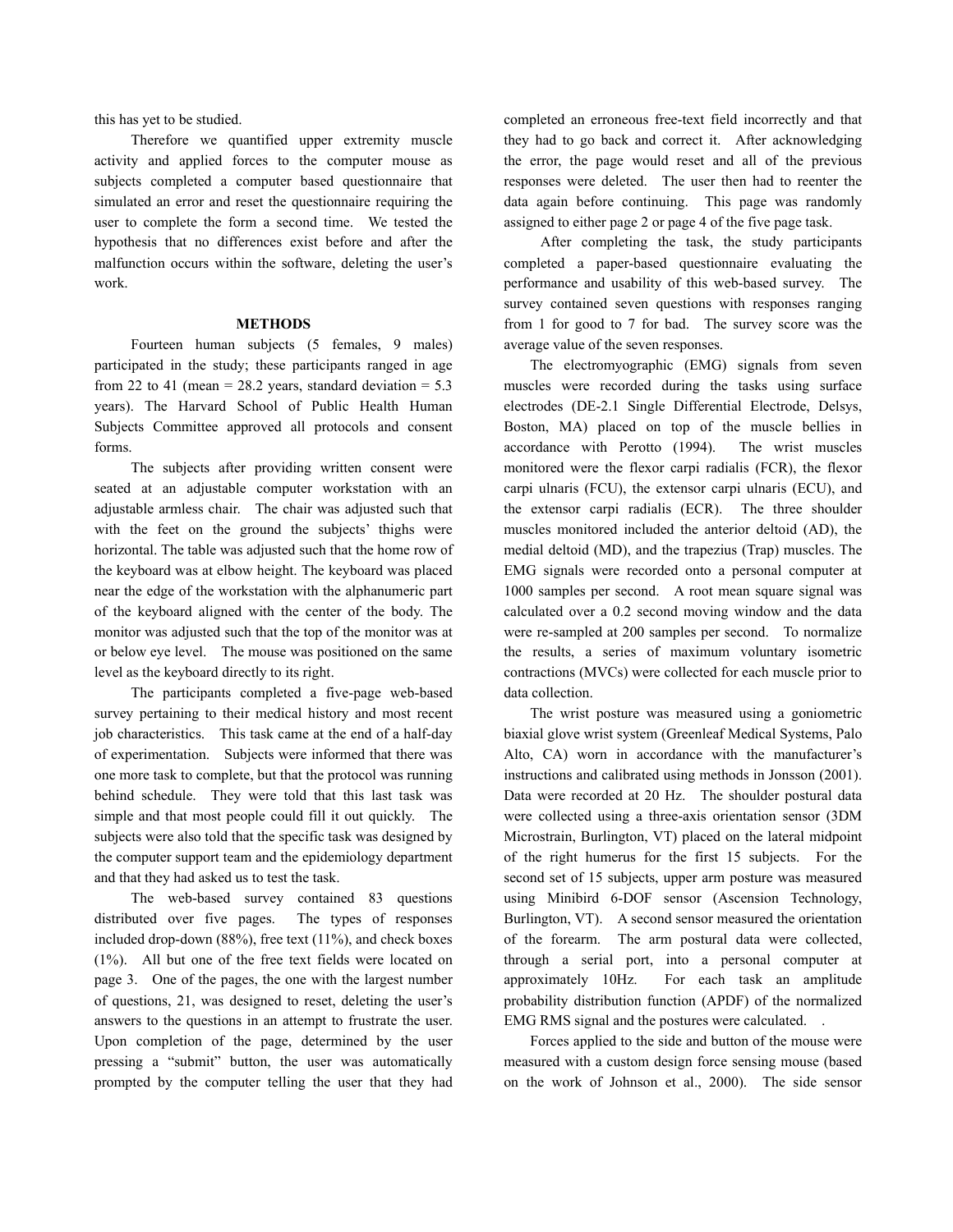this has yet to be studied.

Therefore we quantified upper extremity muscle activity and applied forces to the computer mouse as subjects completed a computer based questionnaire that simulated an error and reset the questionnaire requiring the user to complete the form a second time. We tested the hypothesis that no differences exist before and after the malfunction occurs within the software, deleting the user's work.

## METHODS

Fourteen human subjects (5 females, 9 males) participated in the study; these participants ranged in age from 22 to 41 (mean = 28.2 years, standard deviation = 5.3 years). The Harvard School of Public Health Human Subjects Committee approved all protocols and consent forms.

The subjects after providing written consent were seated at an adjustable computer workstation with an adjustable armless chair. The chair was adjusted such that with the feet on the ground the subjects' thighs were horizontal. The table was adjusted such that the home row of the keyboard was at elbow height. The keyboard was placed near the edge of the workstation with the alphanumeric part of the keyboard aligned with the center of the body. The monitor was adjusted such that the top of the monitor was at or below eye level. The mouse was positioned on the same level as the keyboard directly to its right.

The participants completed a five-page web-based survey pertaining to their medical history and most recent job characteristics. This task came at the end of a half-day of experimentation. Subjects were informed that there was one more task to complete, but that the protocol was running behind schedule. They were told that this last task was simple and that most people could fill it out quickly. The subjects were also told that the specific task was designed by the computer support team and the epidemiology department and that they had asked us to test the task.

The web-based survey contained 83 questions distributed over five pages. The types of responses included drop-down (88%), free text (11%), and check boxes (1%). All but one of the free text fields were located on page 3. One of the pages, the one with the largest number of questions, 21, was designed to reset, deleting the user's answers to the questions in an attempt to frustrate the user. Upon completion of the page, determined by the user pressing a "submit" button, the user was automatically prompted by the computer telling the user that they had completed an erroneous free-text field incorrectly and that they had to go back and correct it. After acknowledging the error, the page would reset and all of the previous responses were deleted. The user then had to reenter the data again before continuing. This page was randomly assigned to either page 2 or page 4 of the five page task.

After completing the task, the study participants completed a paper-based questionnaire evaluating the performance and usability of this web-based survey. The survey contained seven questions with responses ranging from 1 for good to 7 for bad. The survey score was the average value of the seven responses.

The electromyographic (EMG) signals from seven muscles were recorded during the tasks using surface electrodes (DE-2.1 Single Differential Electrode, Delsys, Boston, MA) placed on top of the muscle bellies in accordance with Perotto (1994). The wrist muscles monitored were the flexor carpi radialis (FCR), the flexor carpi ulnaris (FCU), the extensor carpi ulnaris (ECU), and the extensor carpi radialis (ECR). The three shoulder muscles monitored included the anterior deltoid (AD), the medial deltoid (MD), and the trapezius (Trap) muscles. The EMG signals were recorded onto a personal computer at 1000 samples per second. A root mean square signal was calculated over a 0.2 second moving window and the data were re-sampled at 200 samples per second. To normalize the results, a series of maximum voluntary isometric contractions (MVCs) were collected for each muscle prior to data collection.

The wrist posture was measured using a goniometric biaxial glove wrist system (Greenleaf Medical Systems, Palo Alto, CA) worn in accordance with the manufacturer's instructions and calibrated using methods in Jonsson (2001). Data were recorded at 20 Hz. The shoulder postural data were collected using a three-axis orientation sensor (3DM Microstrain, Burlington, VT) placed on the lateral midpoint of the right humerus for the first 15 subjects. For the second set of 15 subjects, upper arm posture was measured using Minibird 6-DOF sensor (Ascension Technology, Burlington, VT). A second sensor measured the orientation of the forearm. The arm postural data were collected, through a serial port, into a personal computer at approximately 10Hz. For each task an amplitude probability distribution function (APDF) of the normalized EMG RMS signal and the postures were calculated. .

Forces applied to the side and button of the mouse were measured with a custom design force sensing mouse (based on the work of Johnson et al., 2000). The side sensor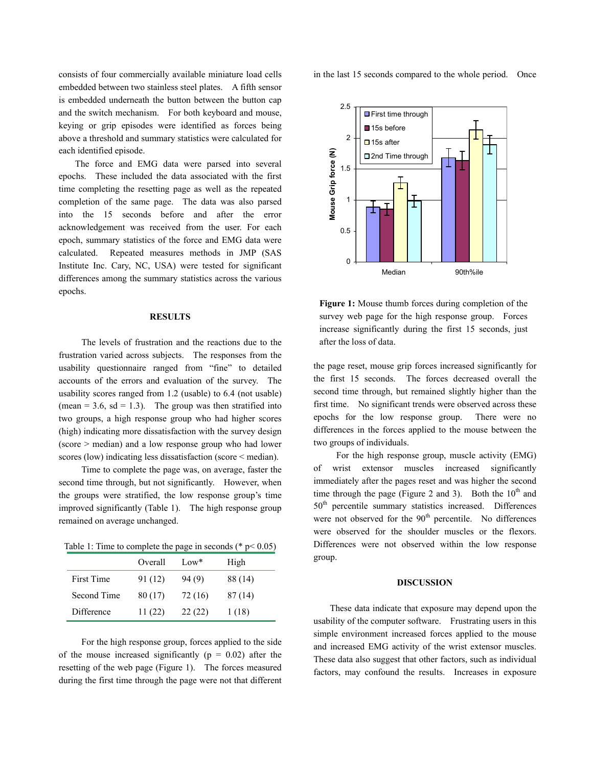consists of four commercially available miniature load cells embedded between two stainless steel plates. A fifth sensor is embedded underneath the button between the button cap and the switch mechanism. For both keyboard and mouse, keying or grip episodes were identified as forces being above a threshold and summary statistics were calculated for each identified episode.

The force and EMG data were parsed into several epochs. These included the data associated with the first time completing the resetting page as well as the repeated completion of the same page. The data was also parsed into the 15 seconds before and after the error acknowledgement was received from the user. For each epoch, summary statistics of the force and EMG data were calculated. Repeated measures methods in JMP (SAS Institute Inc. Cary, NC, USA) were tested for significant differences among the summary statistics across the various epochs.

## RESULTS

The levels of frustration and the reactions due to the frustration varied across subjects. The responses from the usability questionnaire ranged from "fine" to detailed accounts of the errors and evaluation of the survey. The usability scores ranged from 1.2 (usable) to 6.4 (not usable) (mean = 3.6, sd = 1.3). The group was then stratified into two groups, a high response group who had higher scores (high) indicating more dissatisfaction with the survey design (score > median) and a low response group who had lower scores (low) indicating less dissatisfaction (score < median).

Time to complete the page was, on average, faster the second time through, but not significantly. However, when the groups were stratified, the low response group's time improved significantly (Table 1). The high response group remained on average unchanged.

Table 1: Time to complete the page in seconds (* p< 0.05)

| | Overall | Low* | High |
|---|---|---|---|
| First Time | 91 (12) | 94 (9) | 88 (14) |
| Second Time | 80 (17) | 72 (16) | 87 (14) |
| Difference | 11 (22) | 22 (22) | 1 (18) |

For the high response group, forces applied to the side of the mouse increased significantly ($p = 0.02$) after the resetting of the web page (Figure 1). The forces measured during the first time through the page were not that different in the last 15 seconds compared to the whole period. Once

**Figure 1:** Mouse thumb forces during completion of the survey web page for the high response group. Forces increase significantly during the first 15 seconds, just after the loss of data.

the page reset, mouse grip forces increased significantly for the first 15 seconds. The forces decreased overall the second time through, but remained slightly higher than the first time. No significant trends were observed across these epochs for the low response group. There were no differences in the forces applied to the mouse between the two groups of individuals.

For the high response group, muscle activity (EMG) of wrist extensor muscles increased significantly immediately after the pages reset and was higher the second time through the page (Figure 2 and 3). Both the $10^{th}$ and $50^{th}$ percentile summary statistics increased. Differences were not observed for the $90^{th}$ percentile. No differences were observed for the shoulder muscles or the flexors. Differences were not observed within the low response group.

## DISCUSSION

These data indicate that exposure may depend upon the usability of the computer software. Frustrating users in this simple environment increased forces applied to the mouse and increased EMG activity of the wrist extensor muscles. These data also suggest that other factors, such as individual factors, may confound the results. Increases in exposure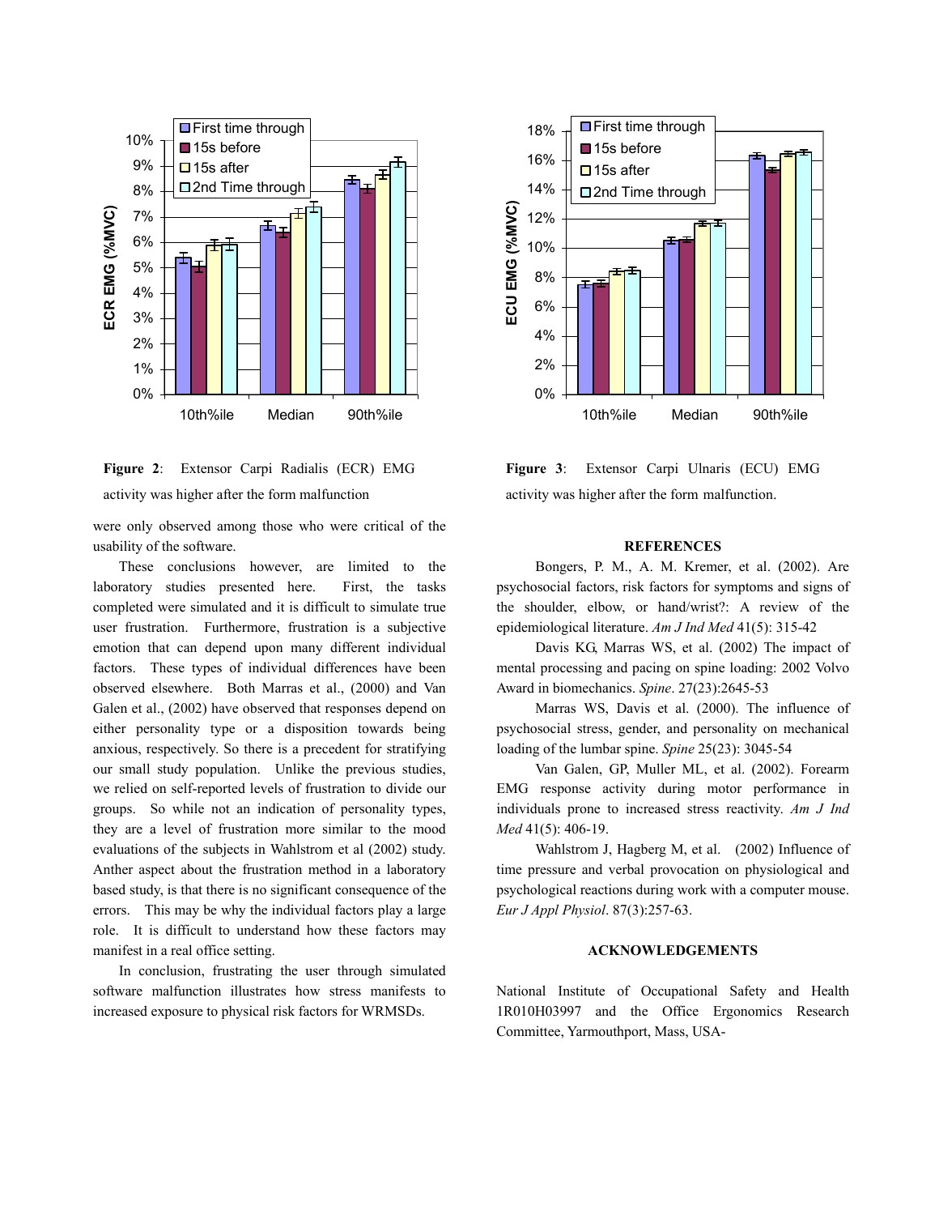First time through
15s before
15s after
2nd Time through

ECR EMG (%MVC)

10%
9%
8%
7%
6%
5%
4%
3%
2%
1%
0%

10th%ile
Median
90th%ile

**Figure 2**: Extensor Carpi Radialis (ECR) EMG activity was higher after the form malfunction

First time through
15s before
15s after
2nd Time through

ECU EMG (%MVC)

18%
16%
14%
12%
10%
8%
6%
4%
2%
0%

10th%ile
Median
90th%ile

**Figure 3**: Extensor Carpi Ulnaris (ECU) EMG activity was higher after the form malfunction.

were only observed among those who were critical of the usability of the software.

These conclusions however, are limited to the laboratory studies presented here. First, the tasks completed were simulated and it is difficult to simulate true user frustration. Furthermore, frustration is a subjective emotion that can depend upon many different individual factors. These types of individual differences have been observed elsewhere. Both Marras et al., (2000) and Van Galen et al., (2002) have observed that responses depend on either personality type or a disposition towards being anxious, respectively. So there is a precedent for stratifying our small study population. Unlike the previous studies, we relied on self-reported levels of frustration to divide our groups. So while not an indication of personality types, they are a level of frustration more similar to the mood evaluations of the subjects in Wahlstrom et al (2002) study. Anther aspect about the frustration method in a laboratory based study, is that there is no significant consequence of the errors. This may be why the individual factors play a large role. It is difficult to understand how these factors may manifest in a real office setting.

In conclusion, frustrating the user through simulated software malfunction illustrates how stress manifests to increased exposure to physical risk factors for WRMSDs.

## REFERENCES

Bongers, P. M., A. M. Kremer, et al. (2002). Are psychosocial factors, risk factors for symptoms and signs of the shoulder, elbow, or hand/wrist?: A review of the epidemiological literature. *Am J Ind Med* 41(5): 315-42

Davis KG, Marras WS, et al. (2002) The impact of mental processing and pacing on spine loading: 2002 Volvo Award in biomechanics. *Spine*. 27(23):2645-53

Marras WS, Davis et al. (2000). The influence of psychosocial stress, gender, and personality on mechanical loading of the lumbar spine. *Spine* 25(23): 3045-54

Van Galen, GP, Muller ML, et al. (2002). Forearm EMG response activity during motor performance in individuals prone to increased stress reactivity. *Am J Ind Med* 41(5): 406-19.

Wahlstrom J, Hagberg M, et al. (2002) Influence of time pressure and verbal provocation on physiological and psychological reactions during work with a computer mouse. *Eur J Appl Physiol*. 87(3):257-63.

## ACKNOWLEDGEMENTS

National Institute of Occupational Safety and Health 1R010H03997 and the Office Ergonomics Research Committee, Yarmouthport, Mass, USA-